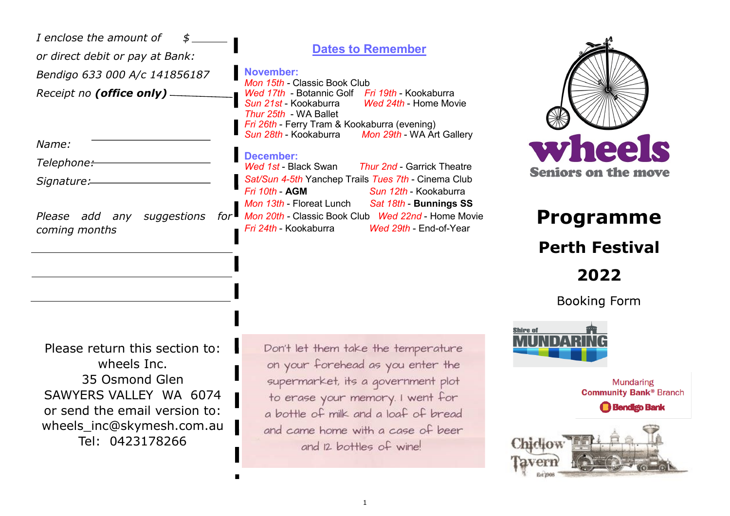*I enclose the amount of* $ ______

*or direct debit or pay at Bank:*

*Bendigo 633 000 A/c 141856187*

*Receipt no* ***(office only)*** ______

*Name:* ______

*Telephone:* ______

*Signature:* ______

*Please add any suggestions for coming months*

______

______

______

Please return this section to:
wheels Inc.
35 Osmond Glen
SAWYERS VALLEY WA 6074
or send the email version to:
wheels_inc@skymesh.com.au
Tel: 0423178266

## Dates to Remember

**November:**

*Mon 15th* - Classic Book Club
*Wed 17th* - Botannic Golf
*Fri 19th* - Kookaburra
*Sun 21st* - Kookaburra
*Wed 24th* - Home Movie
*Thur 25th* - WA Ballet
*Fri 26th* - Ferry Tram & Kookaburra (evening)
*Sun 28th* - Kookaburra
*Mon 29th* - WA Art Gallery

**December:**

*Wed 1st* - Black Swan
*Thur 2nd* - Garrick Theatre
*Sat/Sun 4-5th* Yanchep Trails
*Tues 7th* - Cinema Club
*Fri 10th* - **AGM**
*Sun 12th* - Kookaburra
*Mon 13th* - Floreat Lunch
*Sat 18th* - **Bunnings SS**
*Mon 20th* - Classic Book Club
*Wed 22nd* - Home Movie
*Fri 24th* - Kookaburra
*Wed 29th* - End-of-Year

Don't let them take the temperature on your forehead as you enter the supermarket, its a government plot to erase your memory. I went for a bottle of milk and a loaf of bread and came home with a case of beer and 12 bottles of wine!

**wheels**
**Seniors on the move**

# Programme

## Perth Festival

## 2022

Booking Form

Shire of MUNDARING

Mundaring **Community Bank®** Branch
**Bendigo Bank**

Chidlow Tavern Est 1908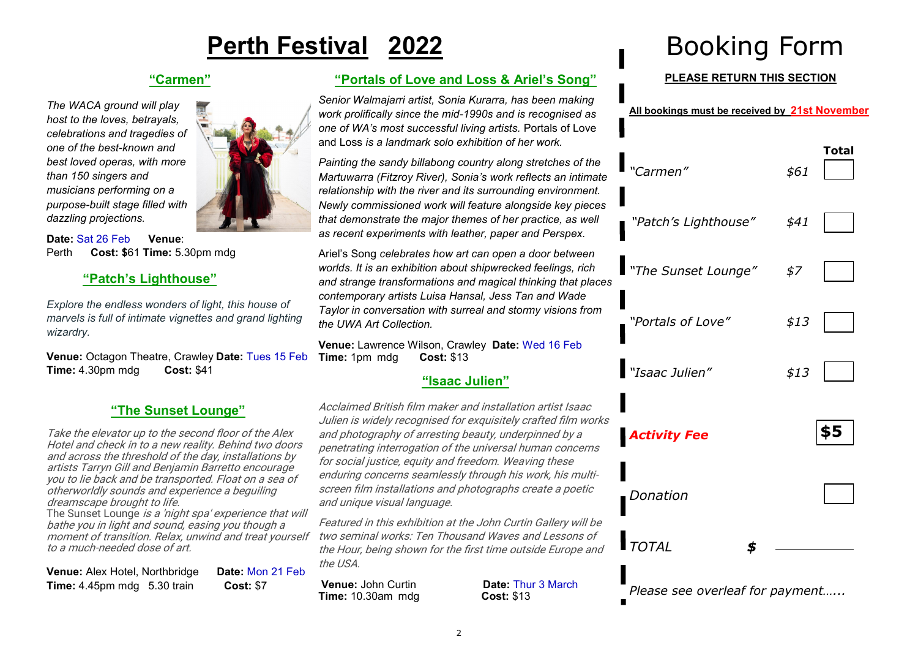# Perth Festival 2022

## "Carmen"

*The WACA ground will play host to the loves, betrayals, celebrations and tragedies of one of the best-known and best loved operas, with more than 150 singers and musicians performing on a purpose-built stage filled with dazzling projections.*

**Date:** Sat 26 Feb **Venue**: Perth **Cost:** $61 **Time:** 5.30pm mdg

## "Patch's Lighthouse"

*Explore the endless wonders of light, this house of marvels is full of intimate vignettes and grand lighting wizardry.*

**Venue:** Octagon Theatre, Crawley **Date:** Tues 15 Feb
**Time:** 4.30pm mdg **Cost:** $41

## "The Sunset Lounge"

*Take the elevator up to the second floor of the Alex Hotel and check in to a new reality. Behind two doors and across the threshold of the day, installations by artists Tarryn Gill and Benjamin Barretto encourage you to lie back and be transported. Float on a sea of otherworldly sounds and experience a beguiling dreamscape brought to life.*
The Sunset Lounge *is a 'night spa' experience that will bathe you in light and sound, easing you though a moment of transition. Relax, unwind and treat yourself to a much-needed dose of art.*

**Venue:** Alex Hotel, Northbridge **Date:** Mon 21 Feb
**Time:** 4.45pm mdg 5.30 train **Cost:** $7

## "Portals of Love and Loss & Ariel's Song"

*Senior Walmajarri artist, Sonia Kurarra, has been making work prolifically since the mid-1990s and is recognised as one of WA's most successful living artists.* Portals of Love and Loss *is a landmark solo exhibition of her work.*

*Painting the sandy billabong country along stretches of the Martuwarra (Fitzroy River), Sonia's work reflects an intimate relationship with the river and its surrounding environment. Newly commissioned work will feature alongside key pieces that demonstrate the major themes of her practice, as well as recent experiments with leather, paper and Perspex.*

Ariel's Song *celebrates how art can open a door between worlds. It is an exhibition about shipwrecked feelings, rich and strange transformations and magical thinking that places contemporary artists Luisa Hansal, Jess Tan and Wade Taylor in conversation with surreal and stormy visions from the UWA Art Collection.*

**Venue:** Lawrence Wilson, Crawley **Date:** Wed 16 Feb
**Time:** 1pm mdg **Cost:** $13

## "Isaac Julien"

*Acclaimed British film maker and installation artist Isaac Julien is widely recognised for exquisitely crafted film works and photography of arresting beauty, underpinned by a penetrating interrogation of the universal human concerns for social justice, equity and freedom. Weaving these enduring concerns seamlessly through his work, his multi-screen film installations and photographs create a poetic and unique visual language.*

*Featured in this exhibition at the John Curtin Gallery will be two seminal works: Ten Thousand Waves and Lessons of the Hour, being shown for the first time outside Europe and the USA.*

**Venue:** John Curtin **Date:** Thur 3 March
**Time:** 10.30am mdg **Cost:** $13

# Booking Form

**PLEASE RETURN THIS SECTION**

**All bookings must be received by 21st November**

| | | Total |
|---|---|---|
| *"Carmen"* | *$61* | |
| *"Patch's Lighthouse"* | *$41* | |
| *"The Sunset Lounge"* | *$7* | |
| *"Portals of Love"* | *$13* | |
| *"Isaac Julien"* | *$13* | |
| ***Activity Fee*** | | **$5** |
| *Donation* | | |
| *TOTAL* | **$** | |

*Please see overleaf for payment……*